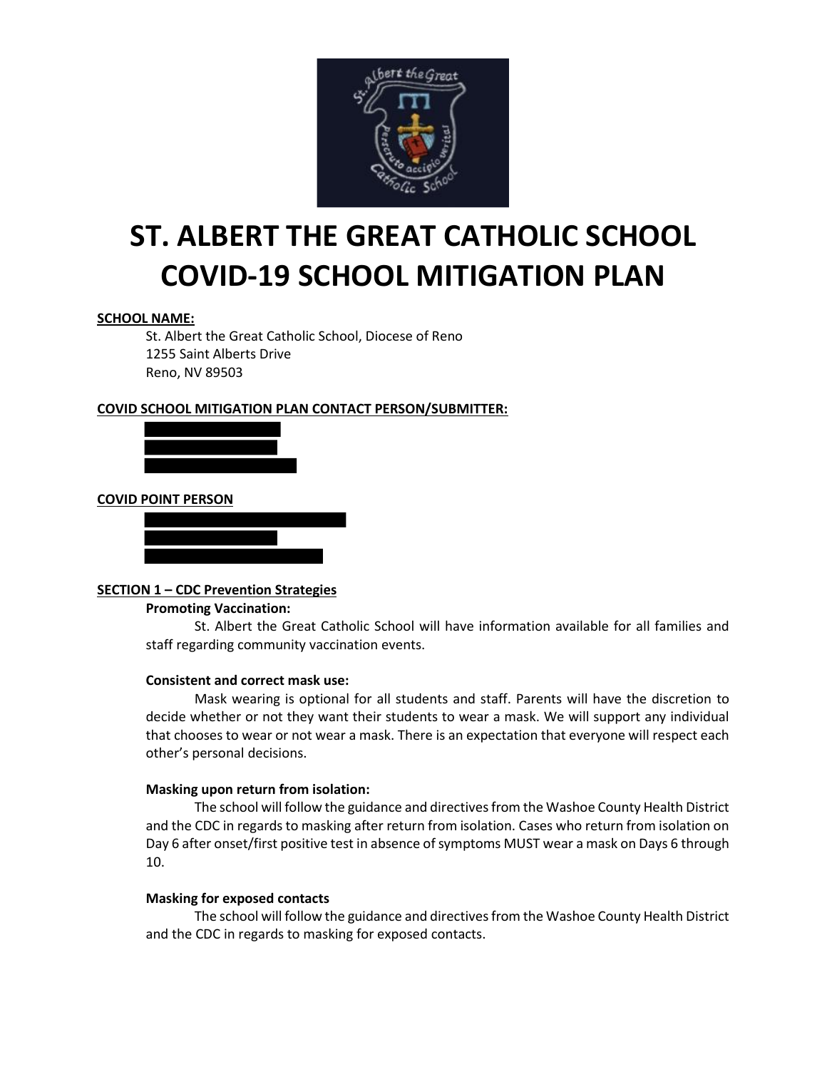# ST. ALBERT THE GREAT CATHOLIC SCHOOL COVID-19 SCHOOL MITIGATION PLAN

**SCHOOL NAME:**

St. Albert the Great Catholic School, Diocese of Reno
1255 Saint Alberts Drive
Reno, NV 89503

**COVID SCHOOL MITIGATION PLAN CONTACT PERSON/SUBMITTER:**

**COVID POINT PERSON**

**SECTION 1 – CDC Prevention Strategies**

**Promoting Vaccination:**

St. Albert the Great Catholic School will have information available for all families and staff regarding community vaccination events.

**Consistent and correct mask use:**

Mask wearing is optional for all students and staff. Parents will have the discretion to decide whether or not they want their students to wear a mask. We will support any individual that chooses to wear or not wear a mask. There is an expectation that everyone will respect each other's personal decisions.

**Masking upon return from isolation:**

The school will follow the guidance and directives from the Washoe County Health District and the CDC in regards to masking after return from isolation. Cases who return from isolation on Day 6 after onset/first positive test in absence of symptoms MUST wear a mask on Days 6 through 10.

**Masking for exposed contacts**

The school will follow the guidance and directives from the Washoe County Health District and the CDC in regards to masking for exposed contacts.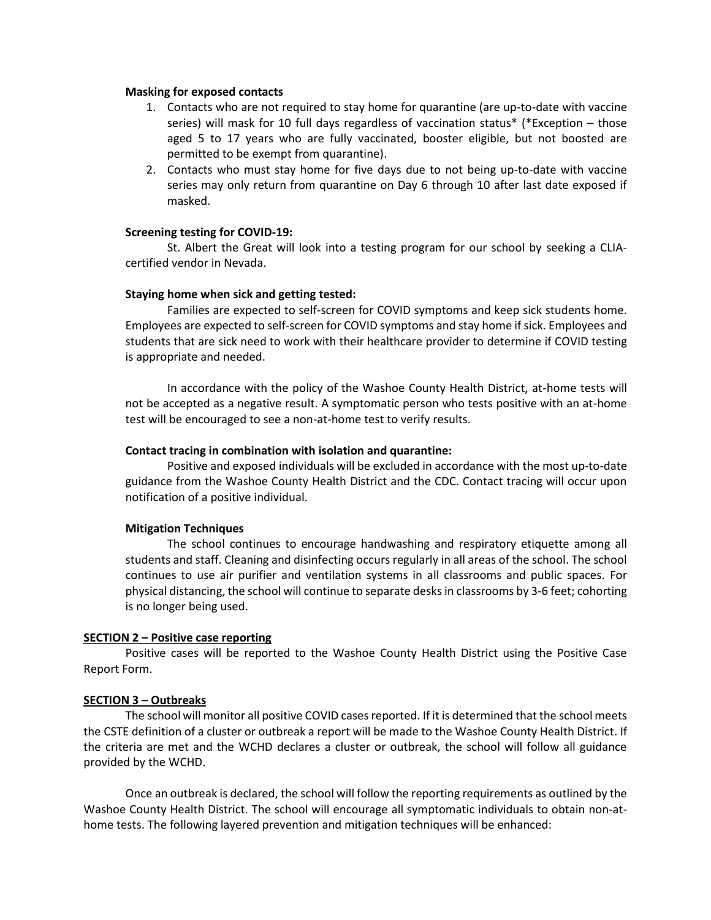**Masking for exposed contacts**

1. Contacts who are not required to stay home for quarantine (are up-to-date with vaccine series) will mask for 10 full days regardless of vaccination status* (*Exception – those aged 5 to 17 years who are fully vaccinated, booster eligible, but not boosted are permitted to be exempt from quarantine).
2. Contacts who must stay home for five days due to not being up-to-date with vaccine series may only return from quarantine on Day 6 through 10 after last date exposed if masked.

**Screening testing for COVID-19:**

St. Albert the Great will look into a testing program for our school by seeking a CLIA-certified vendor in Nevada.

**Staying home when sick and getting tested:**

Families are expected to self-screen for COVID symptoms and keep sick students home. Employees are expected to self-screen for COVID symptoms and stay home if sick. Employees and students that are sick need to work with their healthcare provider to determine if COVID testing is appropriate and needed.

In accordance with the policy of the Washoe County Health District, at-home tests will not be accepted as a negative result. A symptomatic person who tests positive with an at-home test will be encouraged to see a non-at-home test to verify results.

**Contact tracing in combination with isolation and quarantine:**

Positive and exposed individuals will be excluded in accordance with the most up-to-date guidance from the Washoe County Health District and the CDC. Contact tracing will occur upon notification of a positive individual.

**Mitigation Techniques**

The school continues to encourage handwashing and respiratory etiquette among all students and staff. Cleaning and disinfecting occurs regularly in all areas of the school. The school continues to use air purifier and ventilation systems in all classrooms and public spaces. For physical distancing, the school will continue to separate desks in classrooms by 3-6 feet; cohorting is no longer being used.

## <u>SECTION 2 – Positive case reporting</u>

Positive cases will be reported to the Washoe County Health District using the Positive Case Report Form.

## <u>SECTION 3 – Outbreaks</u>

The school will monitor all positive COVID cases reported. If it is determined that the school meets the CSTE definition of a cluster or outbreak a report will be made to the Washoe County Health District. If the criteria are met and the WCHD declares a cluster or outbreak, the school will follow all guidance provided by the WCHD.

Once an outbreak is declared, the school will follow the reporting requirements as outlined by the Washoe County Health District. The school will encourage all symptomatic individuals to obtain non-at-home tests. The following layered prevention and mitigation techniques will be enhanced: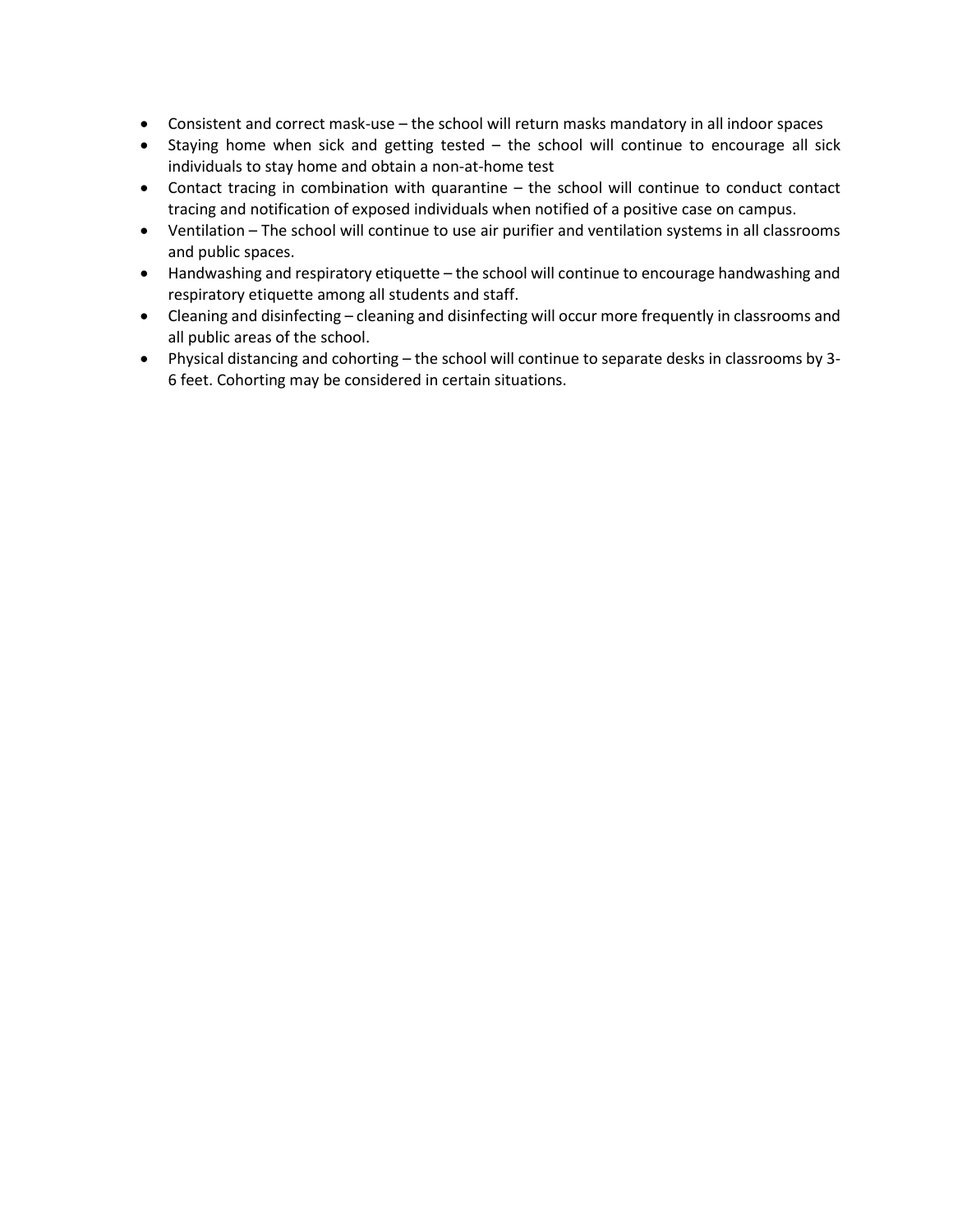- Consistent and correct mask-use – the school will return masks mandatory in all indoor spaces
- Staying home when sick and getting tested – the school will continue to encourage all sick individuals to stay home and obtain a non-at-home test
- Contact tracing in combination with quarantine – the school will continue to conduct contact tracing and notification of exposed individuals when notified of a positive case on campus.
- Ventilation – The school will continue to use air purifier and ventilation systems in all classrooms and public spaces.
- Handwashing and respiratory etiquette – the school will continue to encourage handwashing and respiratory etiquette among all students and staff.
- Cleaning and disinfecting – cleaning and disinfecting will occur more frequently in classrooms and all public areas of the school.
- Physical distancing and cohorting – the school will continue to separate desks in classrooms by 3-6 feet. Cohorting may be considered in certain situations.